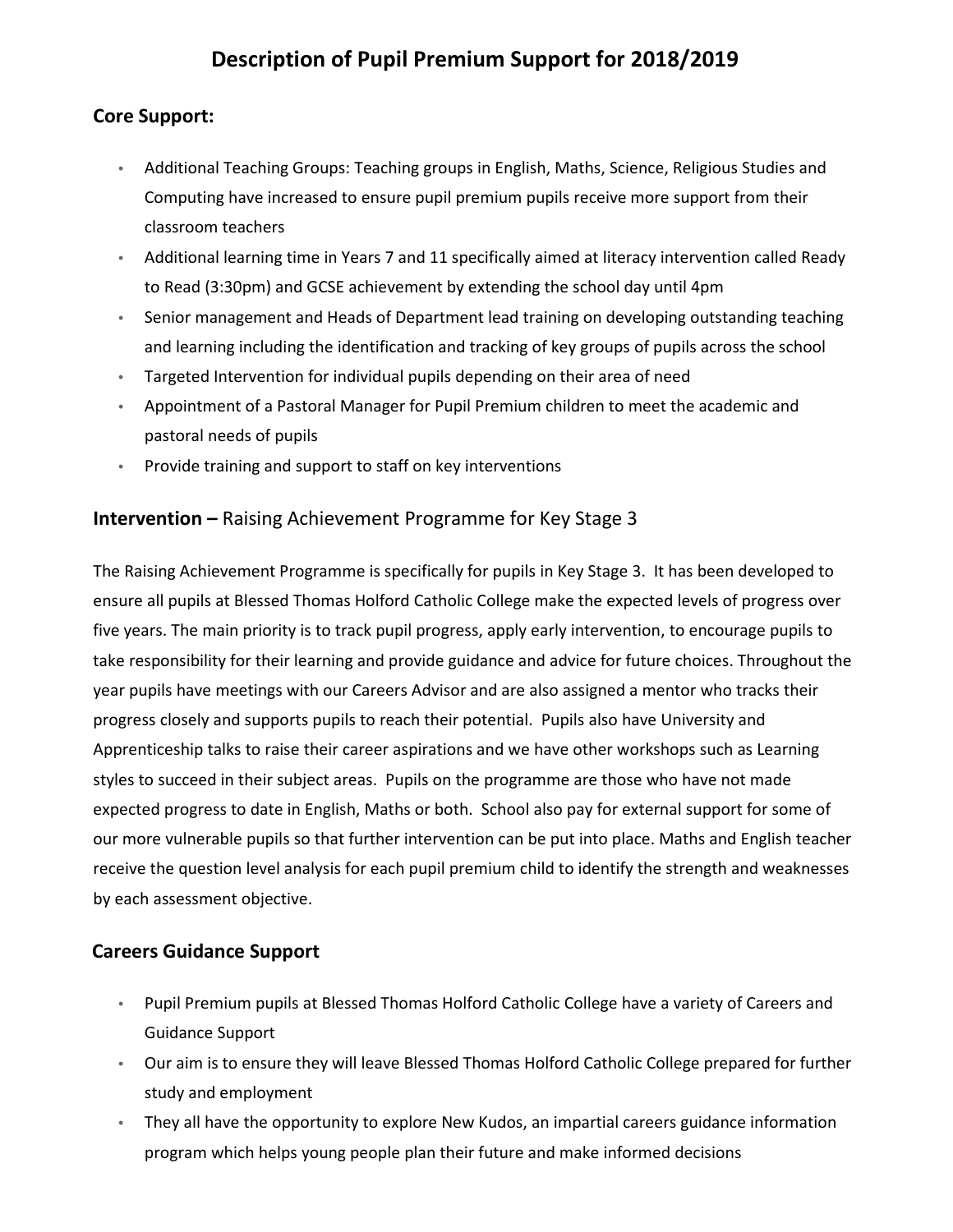# Description of Pupil Premium Support for 2018/2019

## Core Support:

- Additional Teaching Groups: Teaching groups in English, Maths, Science, Religious Studies and Computing have increased to ensure pupil premium pupils receive more support from their classroom teachers
- Additional learning time in Years 7 and 11 specifically aimed at literacy intervention called Ready to Read (3:30pm) and GCSE achievement by extending the school day until 4pm
- Senior management and Heads of Department lead training on developing outstanding teaching and learning including the identification and tracking of key groups of pupils across the school
- Targeted Intervention for individual pupils depending on their area of need
- Appointment of a Pastoral Manager for Pupil Premium children to meet the academic and pastoral needs of pupils
- Provide training and support to staff on key interventions

## **Intervention –** Raising Achievement Programme for Key Stage 3

The Raising Achievement Programme is specifically for pupils in Key Stage 3. It has been developed to ensure all pupils at Blessed Thomas Holford Catholic College make the expected levels of progress over five years. The main priority is to track pupil progress, apply early intervention, to encourage pupils to take responsibility for their learning and provide guidance and advice for future choices. Throughout the year pupils have meetings with our Careers Advisor and are also assigned a mentor who tracks their progress closely and supports pupils to reach their potential. Pupils also have University and Apprenticeship talks to raise their career aspirations and we have other workshops such as Learning styles to succeed in their subject areas. Pupils on the programme are those who have not made expected progress to date in English, Maths or both. School also pay for external support for some of our more vulnerable pupils so that further intervention can be put into place. Maths and English teacher receive the question level analysis for each pupil premium child to identify the strength and weaknesses by each assessment objective.

## Careers Guidance Support

- Pupil Premium pupils at Blessed Thomas Holford Catholic College have a variety of Careers and Guidance Support
- Our aim is to ensure they will leave Blessed Thomas Holford Catholic College prepared for further study and employment
- They all have the opportunity to explore New Kudos, an impartial careers guidance information program which helps young people plan their future and make informed decisions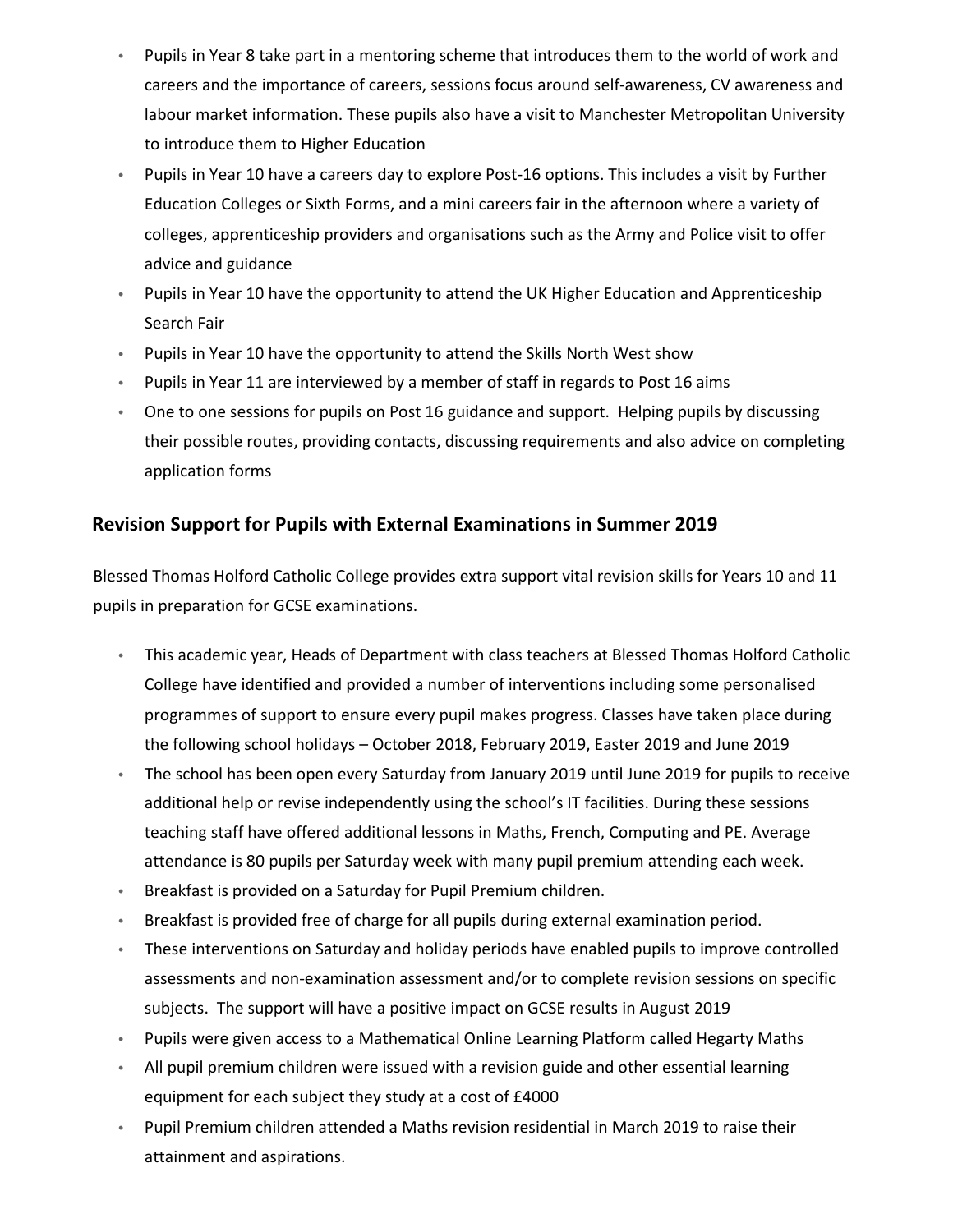- Pupils in Year 8 take part in a mentoring scheme that introduces them to the world of work and careers and the importance of careers, sessions focus around self-awareness, CV awareness and labour market information. These pupils also have a visit to Manchester Metropolitan University to introduce them to Higher Education
- Pupils in Year 10 have a careers day to explore Post-16 options. This includes a visit by Further Education Colleges or Sixth Forms, and a mini careers fair in the afternoon where a variety of colleges, apprenticeship providers and organisations such as the Army and Police visit to offer advice and guidance
- Pupils in Year 10 have the opportunity to attend the UK Higher Education and Apprenticeship Search Fair
- Pupils in Year 10 have the opportunity to attend the Skills North West show
- Pupils in Year 11 are interviewed by a member of staff in regards to Post 16 aims
- One to one sessions for pupils on Post 16 guidance and support. Helping pupils by discussing their possible routes, providing contacts, discussing requirements and also advice on completing application forms

## Revision Support for Pupils with External Examinations in Summer 2019

Blessed Thomas Holford Catholic College provides extra support vital revision skills for Years 10 and 11 pupils in preparation for GCSE examinations.

- This academic year, Heads of Department with class teachers at Blessed Thomas Holford Catholic College have identified and provided a number of interventions including some personalised programmes of support to ensure every pupil makes progress. Classes have taken place during the following school holidays – October 2018, February 2019, Easter 2019 and June 2019
- The school has been open every Saturday from January 2019 until June 2019 for pupils to receive additional help or revise independently using the school's IT facilities. During these sessions teaching staff have offered additional lessons in Maths, French, Computing and PE. Average attendance is 80 pupils per Saturday week with many pupil premium attending each week.
- Breakfast is provided on a Saturday for Pupil Premium children.
- Breakfast is provided free of charge for all pupils during external examination period.
- These interventions on Saturday and holiday periods have enabled pupils to improve controlled assessments and non-examination assessment and/or to complete revision sessions on specific subjects. The support will have a positive impact on GCSE results in August 2019
- Pupils were given access to a Mathematical Online Learning Platform called Hegarty Maths
- All pupil premium children were issued with a revision guide and other essential learning equipment for each subject they study at a cost of £4000
- Pupil Premium children attended a Maths revision residential in March 2019 to raise their attainment and aspirations.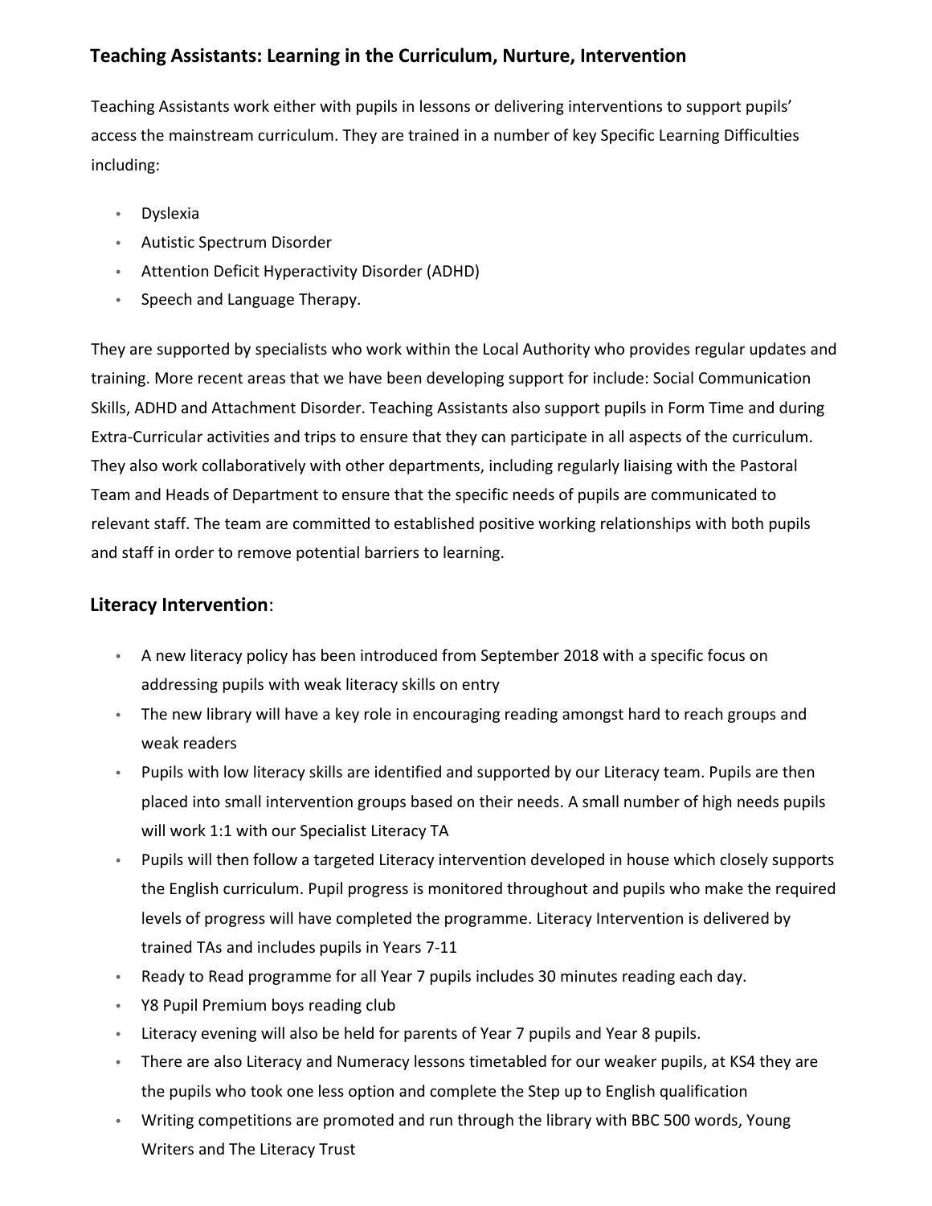## Teaching Assistants: Learning in the Curriculum, Nurture, Intervention

Teaching Assistants work either with pupils in lessons or delivering interventions to support pupils' access the mainstream curriculum. They are trained in a number of key Specific Learning Difficulties including:

- Dyslexia
- Autistic Spectrum Disorder
- Attention Deficit Hyperactivity Disorder (ADHD)
- Speech and Language Therapy.

They are supported by specialists who work within the Local Authority who provides regular updates and training. More recent areas that we have been developing support for include: Social Communication Skills, ADHD and Attachment Disorder. Teaching Assistants also support pupils in Form Time and during Extra-Curricular activities and trips to ensure that they can participate in all aspects of the curriculum. They also work collaboratively with other departments, including regularly liaising with the Pastoral Team and Heads of Department to ensure that the specific needs of pupils are communicated to relevant staff. The team are committed to established positive working relationships with both pupils and staff in order to remove potential barriers to learning.

## **Literacy Intervention**:

- A new literacy policy has been introduced from September 2018 with a specific focus on addressing pupils with weak literacy skills on entry
- The new library will have a key role in encouraging reading amongst hard to reach groups and weak readers
- Pupils with low literacy skills are identified and supported by our Literacy team. Pupils are then placed into small intervention groups based on their needs. A small number of high needs pupils will work 1:1 with our Specialist Literacy TA
- Pupils will then follow a targeted Literacy intervention developed in house which closely supports the English curriculum. Pupil progress is monitored throughout and pupils who make the required levels of progress will have completed the programme. Literacy Intervention is delivered by trained TAs and includes pupils in Years 7-11
- Ready to Read programme for all Year 7 pupils includes 30 minutes reading each day.
- Y8 Pupil Premium boys reading club
- Literacy evening will also be held for parents of Year 7 pupils and Year 8 pupils.
- There are also Literacy and Numeracy lessons timetabled for our weaker pupils, at KS4 they are the pupils who took one less option and complete the Step up to English qualification
- Writing competitions are promoted and run through the library with BBC 500 words, Young Writers and The Literacy Trust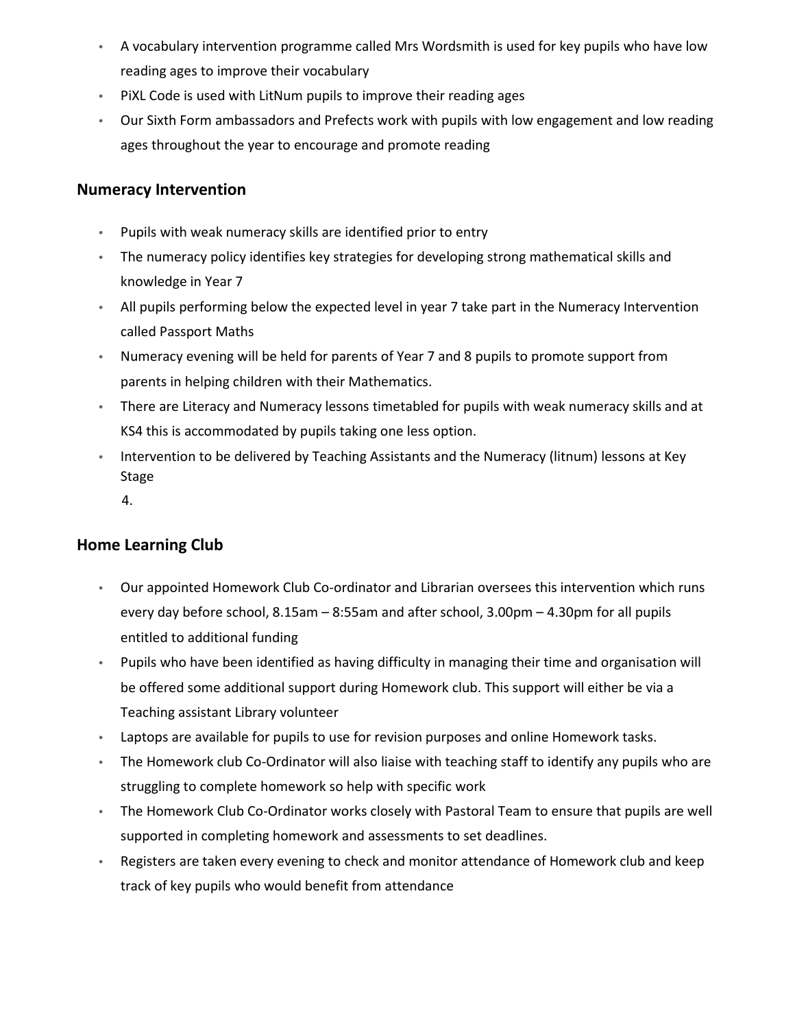- A vocabulary intervention programme called Mrs Wordsmith is used for key pupils who have low reading ages to improve their vocabulary
- PiXL Code is used with LitNum pupils to improve their reading ages
- Our Sixth Form ambassadors and Prefects work with pupils with low engagement and low reading ages throughout the year to encourage and promote reading

## Numeracy Intervention

- Pupils with weak numeracy skills are identified prior to entry
- The numeracy policy identifies key strategies for developing strong mathematical skills and knowledge in Year 7
- All pupils performing below the expected level in year 7 take part in the Numeracy Intervention called Passport Maths
- Numeracy evening will be held for parents of Year 7 and 8 pupils to promote support from parents in helping children with their Mathematics.
- There are Literacy and Numeracy lessons timetabled for pupils with weak numeracy skills and at KS4 this is accommodated by pupils taking one less option.
- Intervention to be delivered by Teaching Assistants and the Numeracy (litnum) lessons at Key Stage
  4.

## Home Learning Club

- Our appointed Homework Club Co-ordinator and Librarian oversees this intervention which runs every day before school, 8.15am – 8:55am and after school, 3.00pm – 4.30pm for all pupils entitled to additional funding
- Pupils who have been identified as having difficulty in managing their time and organisation will be offered some additional support during Homework club. This support will either be via a Teaching assistant Library volunteer
- Laptops are available for pupils to use for revision purposes and online Homework tasks.
- The Homework club Co-Ordinator will also liaise with teaching staff to identify any pupils who are struggling to complete homework so help with specific work
- The Homework Club Co-Ordinator works closely with Pastoral Team to ensure that pupils are well supported in completing homework and assessments to set deadlines.
- Registers are taken every evening to check and monitor attendance of Homework club and keep track of key pupils who would benefit from attendance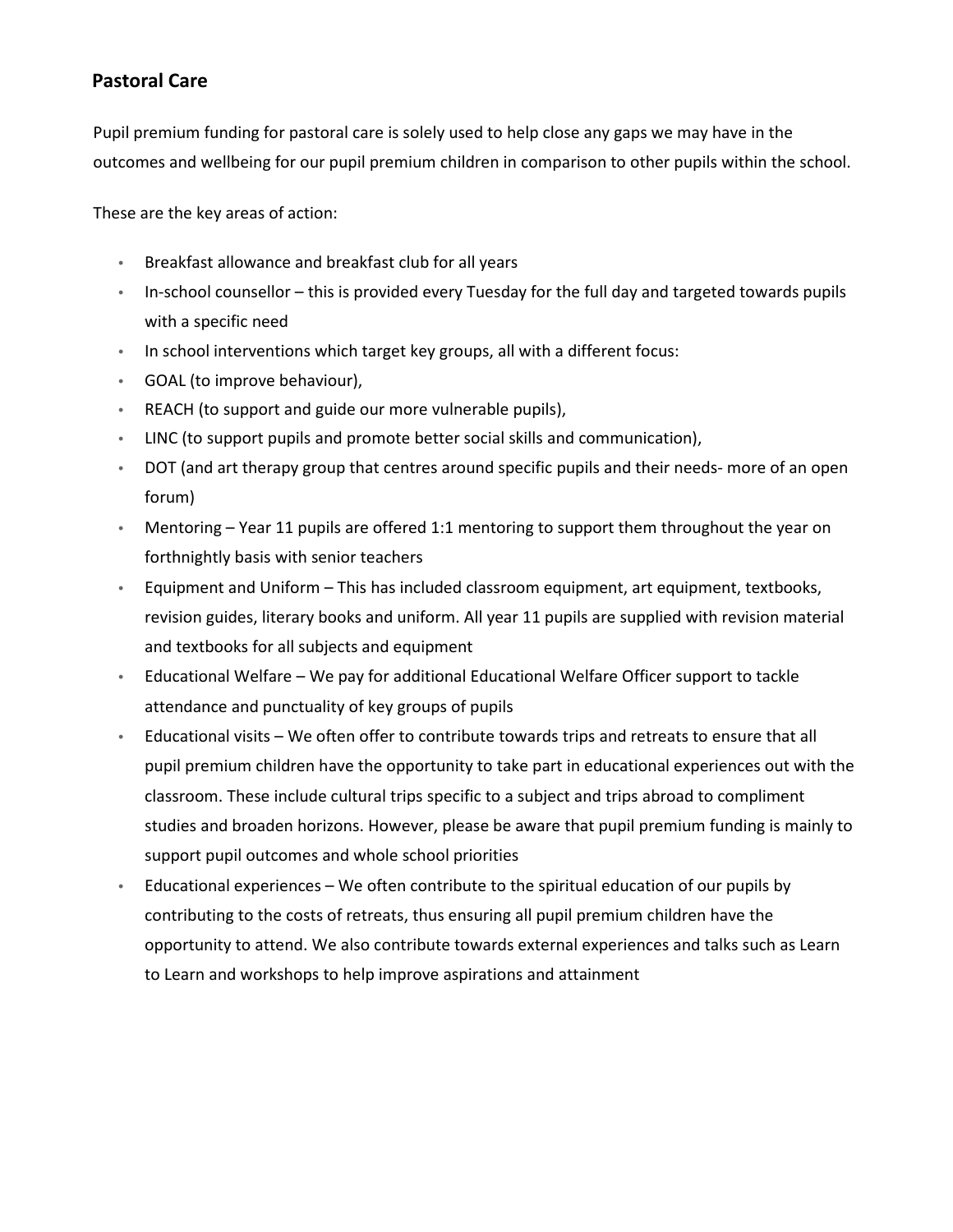## Pastoral Care

Pupil premium funding for pastoral care is solely used to help close any gaps we may have in the outcomes and wellbeing for our pupil premium children in comparison to other pupils within the school.

These are the key areas of action:

- Breakfast allowance and breakfast club for all years
- In-school counsellor – this is provided every Tuesday for the full day and targeted towards pupils with a specific need
- In school interventions which target key groups, all with a different focus:
- GOAL (to improve behaviour),
- REACH (to support and guide our more vulnerable pupils),
- LINC (to support pupils and promote better social skills and communication),
- DOT (and art therapy group that centres around specific pupils and their needs- more of an open forum)
- Mentoring – Year 11 pupils are offered 1:1 mentoring to support them throughout the year on forthnightly basis with senior teachers
- Equipment and Uniform – This has included classroom equipment, art equipment, textbooks, revision guides, literary books and uniform. All year 11 pupils are supplied with revision material and textbooks for all subjects and equipment
- Educational Welfare – We pay for additional Educational Welfare Officer support to tackle attendance and punctuality of key groups of pupils
- Educational visits – We often offer to contribute towards trips and retreats to ensure that all pupil premium children have the opportunity to take part in educational experiences out with the classroom. These include cultural trips specific to a subject and trips abroad to compliment studies and broaden horizons. However, please be aware that pupil premium funding is mainly to support pupil outcomes and whole school priorities
- Educational experiences – We often contribute to the spiritual education of our pupils by contributing to the costs of retreats, thus ensuring all pupil premium children have the opportunity to attend. We also contribute towards external experiences and talks such as Learn to Learn and workshops to help improve aspirations and attainment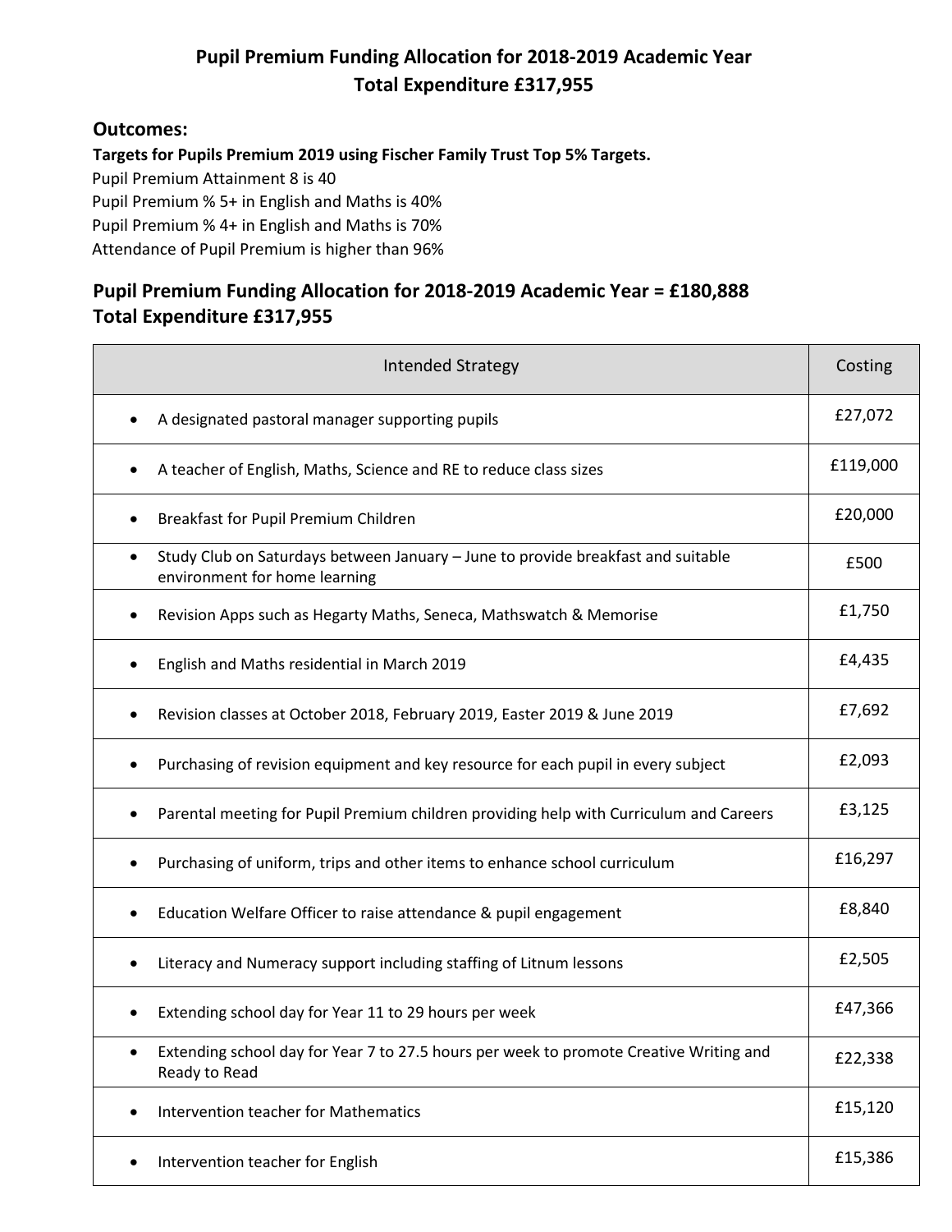## Pupil Premium Funding Allocation for 2018-2019 Academic Year
## Total Expenditure £317,955

### Outcomes:

**Targets for Pupils Premium 2019 using Fischer Family Trust Top 5% Targets.**

Pupil Premium Attainment 8 is 40

Pupil Premium % 5+ in English and Maths is 40%

Pupil Premium % 4+ in English and Maths is 70%

Attendance of Pupil Premium is higher than 96%

### Pupil Premium Funding Allocation for 2018-2019 Academic Year = £180,888
### Total Expenditure £317,955

| Intended Strategy | Costing |
|---|---|
| • A designated pastoral manager supporting pupils | £27,072 |
| • A teacher of English, Maths, Science and RE to reduce class sizes | £119,000 |
| • Breakfast for Pupil Premium Children | £20,000 |
| • Study Club on Saturdays between January – June to provide breakfast and suitable environment for home learning | £500 |
| • Revision Apps such as Hegarty Maths, Seneca, Mathswatch & Memorise | £1,750 |
| • English and Maths residential in March 2019 | £4,435 |
| • Revision classes at October 2018, February 2019, Easter 2019 & June 2019 | £7,692 |
| • Purchasing of revision equipment and key resource for each pupil in every subject | £2,093 |
| • Parental meeting for Pupil Premium children providing help with Curriculum and Careers | £3,125 |
| • Purchasing of uniform, trips and other items to enhance school curriculum | £16,297 |
| • Education Welfare Officer to raise attendance & pupil engagement | £8,840 |
| • Literacy and Numeracy support including staffing of Litnum lessons | £2,505 |
| • Extending school day for Year 11 to 29 hours per week | £47,366 |
| • Extending school day for Year 7 to 27.5 hours per week to promote Creative Writing and Ready to Read | £22,338 |
| • Intervention teacher for Mathematics | £15,120 |
| • Intervention teacher for English | £15,386 |